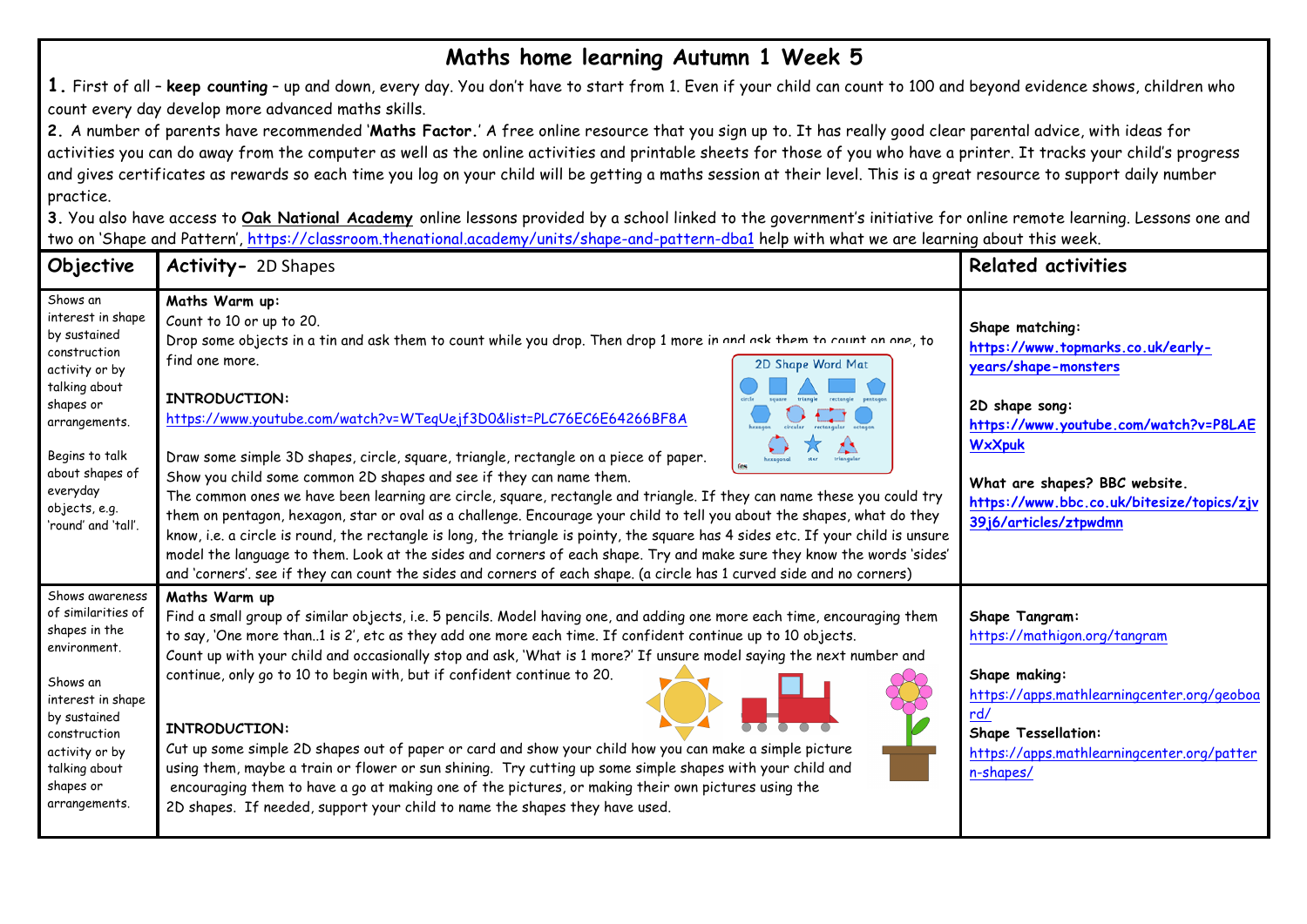# Maths home learning Autumn 1 Week 5

**1.** First of all – **keep counting** – up and down, every day. You don't have to start from 1. Even if your child can count to 100 and beyond evidence shows, children who count every day develop more advanced maths skills.

**2.** A number of parents have recommended '**Maths Factor.**' A free online resource that you sign up to. It has really good clear parental advice, with ideas for activities you can do away from the computer as well as the online activities and printable sheets for those of you who have a printer. It tracks your child's progress and gives certificates as rewards so each time you log on your child will be getting a maths session at their level. This is a great resource to support daily number practice.

**3.** You also have access to **Oak National Academy** online lessons provided by a school linked to the government's initiative for online remote learning. Lessons one and two on 'Shape and Pattern', https://classroom.thenational.academy/units/shape-and-pattern-dba1 help with what we are learning about this week.

| Objective | Activity- 2D Shapes | Related activities |
|---|---|---|
| Shows an interest in shape by sustained construction activity or by talking about shapes or arrangements.<br><br>Begins to talk about shapes of everyday objects, e.g. 'round' and 'tall'. | **Maths Warm up:**<br>Count to 10 or up to 20.<br>Drop some objects in a tin and ask them to count while you drop. Then drop 1 more in and ask them to count on one, to find one more.<br><br>**INTRODUCTION:**<br>https://www.youtube.com/watch?v=WTeqUejf3D0&list=PLC76EC6E64266BF8A<br><br>Draw some simple 3D shapes, circle, square, triangle, rectangle on a piece of paper.<br>Show you child some common 2D shapes and see if they can name them.<br>The common ones we have been learning are circle, square, rectangle and triangle. If they can name these you could try them on pentagon, hexagon, star or oval as a challenge. Encourage your child to tell you about the shapes, what do they know, i.e. a circle is round, the rectangle is long, the triangle is pointy, the square has 4 sides etc. If your child is unsure model the language to them. Look at the sides and corners of each shape. Try and make sure they know the words 'sides' and 'corners'. see if they can count the sides and corners of each shape. (a circle has 1 curved side and no corners) | **Shape matching:**<br>https://www.topmarks.co.uk/early-years/shape-monsters<br><br>**2D shape song:**<br>https://www.youtube.com/watch?v=P8LAEWxXpuk<br><br>**What are shapes? BBC website.**<br>https://www.bbc.co.uk/bitesize/topics/zjv39j6/articles/ztpwdmn |
| Shows awareness of similarities of shapes in the environment.<br><br>Shows an interest in shape by sustained construction activity or by talking about shapes or arrangements. | **Maths Warm up**<br>Find a small group of similar objects, i.e. 5 pencils. Model having one, and adding one more each time, encouraging them to say, 'One more than..1 is 2', etc as they add one more each time. If confident continue up to 10 objects.<br>Count up with your child and occasionally stop and ask, 'What is 1 more?' If unsure model saying the next number and continue, only go to 10 to begin with, but if confident continue to 20.<br><br>**INTRODUCTION:**<br>Cut up some simple 2D shapes out of paper or card and show your child how you can make a simple picture using them, maybe a train or flower or sun shining. Try cutting up some simple shapes with your child and encouraging them to have a go at making one of the pictures, or making their own pictures using the 2D shapes. If needed, support your child to name the shapes they have used. | **Shape Tangram:**<br>https://mathigon.org/tangram<br><br>**Shape making:**<br>https://apps.mathlearningcenter.org/geoboard/<br>**Shape Tessellation:**<br>https://apps.mathlearningcenter.org/pattern-shapes/ |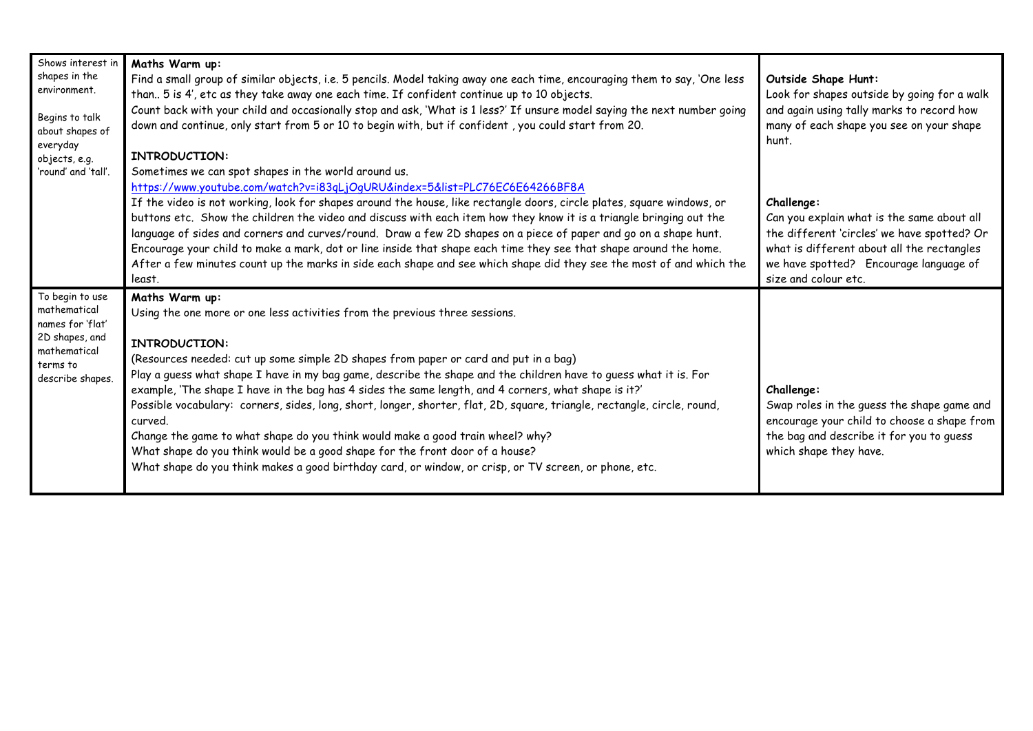| | | |
|---|---|---|
| Shows interest in shapes in the environment.<br><br>Begins to talk about shapes of everyday objects, e.g. 'round' and 'tall'. | **Maths Warm up:**<br>Find a small group of similar objects, i.e. 5 pencils. Model taking away one each time, encouraging them to say, 'One less than.. 5 is 4', etc as they take away one each time. If confident continue up to 10 objects.<br>Count back with your child and occasionally stop and ask, 'What is 1 less?' If unsure model saying the next number going down and continue, only start from 5 or 10 to begin with, but if confident , you could start from 20.<br><br>**INTRODUCTION:**<br>Sometimes we can spot shapes in the world around us.<br>[https://www.youtube.com/watch?v=i83qLjOgURU&index=5&list=PLC76EC6E64266BF8A](https://www.youtube.com/watch?v=i83qLjOgURU&index=5&list=PLC76EC6E64266BF8A)<br>If the video is not working, look for shapes around the house, like rectangle doors, circle plates, square windows, or buttons etc. Show the children the video and discuss with each item how they know it is a triangle bringing out the language of sides and corners and curves/round. Draw a few 2D shapes on a piece of paper and go on a shape hunt. Encourage your child to make a mark, dot or line inside that shape each time they see that shape around the home. After a few minutes count up the marks in side each shape and see which shape did they see the most of and which the least. | **Outside Shape Hunt:**<br>Look for shapes outside by going for a walk and again using tally marks to record how many of each shape you see on your shape hunt.<br><br>**Challenge:**<br>Can you explain what is the same about all the different 'circles' we have spotted? Or what is different about all the rectangles we have spotted? Encourage language of size and colour etc. |
| To begin to use mathematical names for 'flat' 2D shapes, and mathematical terms to describe shapes. | **Maths Warm up:**<br>Using the one more or one less activities from the previous three sessions.<br><br>**INTRODUCTION:**<br>(Resources needed: cut up some simple 2D shapes from paper or card and put in a bag)<br>Play a guess what shape I have in my bag game, describe the shape and the children have to guess what it is. For example, 'The shape I have in the bag has 4 sides the same length, and 4 corners, what shape is it?'<br>Possible vocabulary: corners, sides, long, short, longer, shorter, flat, 2D, square, triangle, rectangle, circle, round, curved.<br>Change the game to what shape do you think would make a good train wheel? why?<br>What shape do you think would be a good shape for the front door of a house?<br>What shape do you think makes a good birthday card, or window, or crisp, or TV screen, or phone, etc. | **Challenge:**<br>Swap roles in the guess the shape game and encourage your child to choose a shape from the bag and describe it for you to guess which shape they have. |